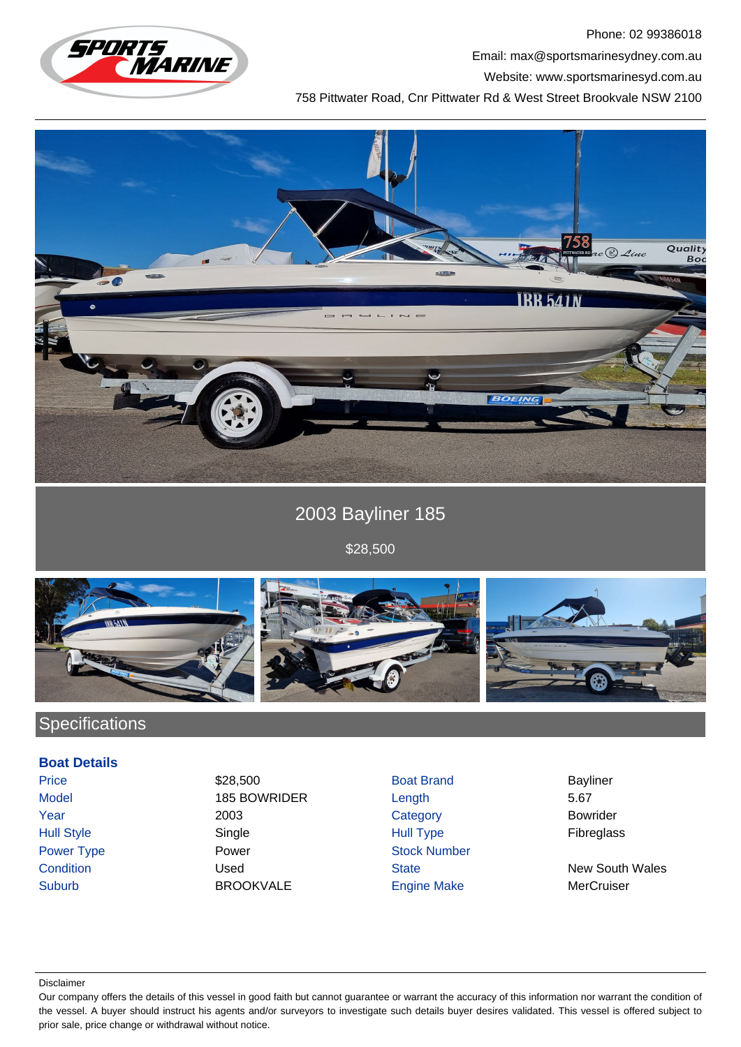Phone: 02 99386018

Email: max@sportsmarinesydney.com.au

Website: www.sportsmarinesyd.com.au

758 Pittwater Road, Cnr Pittwater Rd & West Street Brookvale NSW 2100

# 2003 Bayliner 185

$28,500

## Specifications

### Boat Details

| | | | |
|---|---|---|---|
| Price | $28,500 | Boat Brand | Bayliner |
| Model | 185 BOWRIDER | Length | 5.67 |
| Year | 2003 | Category | Bowrider |
| Hull Style | Single | Hull Type | Fibreglass |
| Power Type | Power | Stock Number | |
| Condition | Used | State | New South Wales |
| Suburb | BROOKVALE | Engine Make | MerCruiser |

Disclaimer

Our company offers the details of this vessel in good faith but cannot guarantee or warrant the accuracy of this information nor warrant the condition of the vessel. A buyer should instruct his agents and/or surveyors to investigate such details buyer desires validated. This vessel is offered subject to prior sale, price change or withdrawal without notice.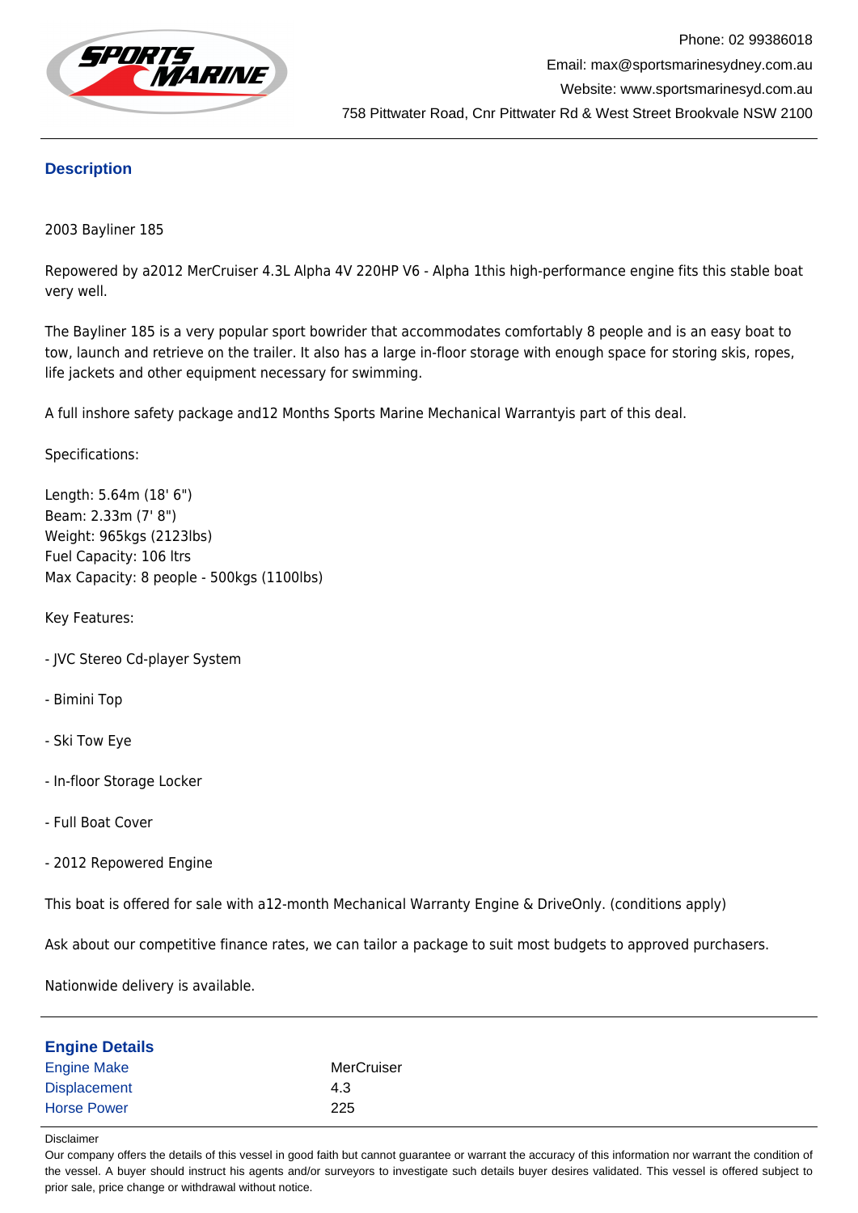Phone: 02 99386018
Email: max@sportsmarinesydney.com.au
Website: www.sportsmarinesyd.com.au
758 Pittwater Road, Cnr Pittwater Rd & West Street Brookvale NSW 2100

## Description

2003 Bayliner 185

Repowered by a2012 MerCruiser 4.3L Alpha 4V 220HP V6 - Alpha 1this high-performance engine fits this stable boat very well.

The Bayliner 185 is a very popular sport bowrider that accommodates comfortably 8 people and is an easy boat to tow, launch and retrieve on the trailer. It also has a large in-floor storage with enough space for storing skis, ropes, life jackets and other equipment necessary for swimming.

A full inshore safety package and12 Months Sports Marine Mechanical Warrantyis part of this deal.

Specifications:

Length: 5.64m (18' 6")
Beam: 2.33m (7' 8")
Weight: 965kgs (2123lbs)
Fuel Capacity: 106 ltrs
Max Capacity: 8 people - 500kgs (1100lbs)

Key Features:

- JVC Stereo Cd-player System

- Bimini Top

- Ski Tow Eye

- In-floor Storage Locker

- Full Boat Cover

- 2012 Repowered Engine

This boat is offered for sale with a12-month Mechanical Warranty Engine & DriveOnly. (conditions apply)

Ask about our competitive finance rates, we can tailor a package to suit most budgets to approved purchasers.

Nationwide delivery is available.

## Engine Details

| | |
|---|---|
| Engine Make | MerCruiser |
| Displacement | 4.3 |
| Horse Power | 225 |

Disclaimer

Our company offers the details of this vessel in good faith but cannot guarantee or warrant the accuracy of this information nor warrant the condition of the vessel. A buyer should instruct his agents and/or surveyors to investigate such details buyer desires validated. This vessel is offered subject to prior sale, price change or withdrawal without notice.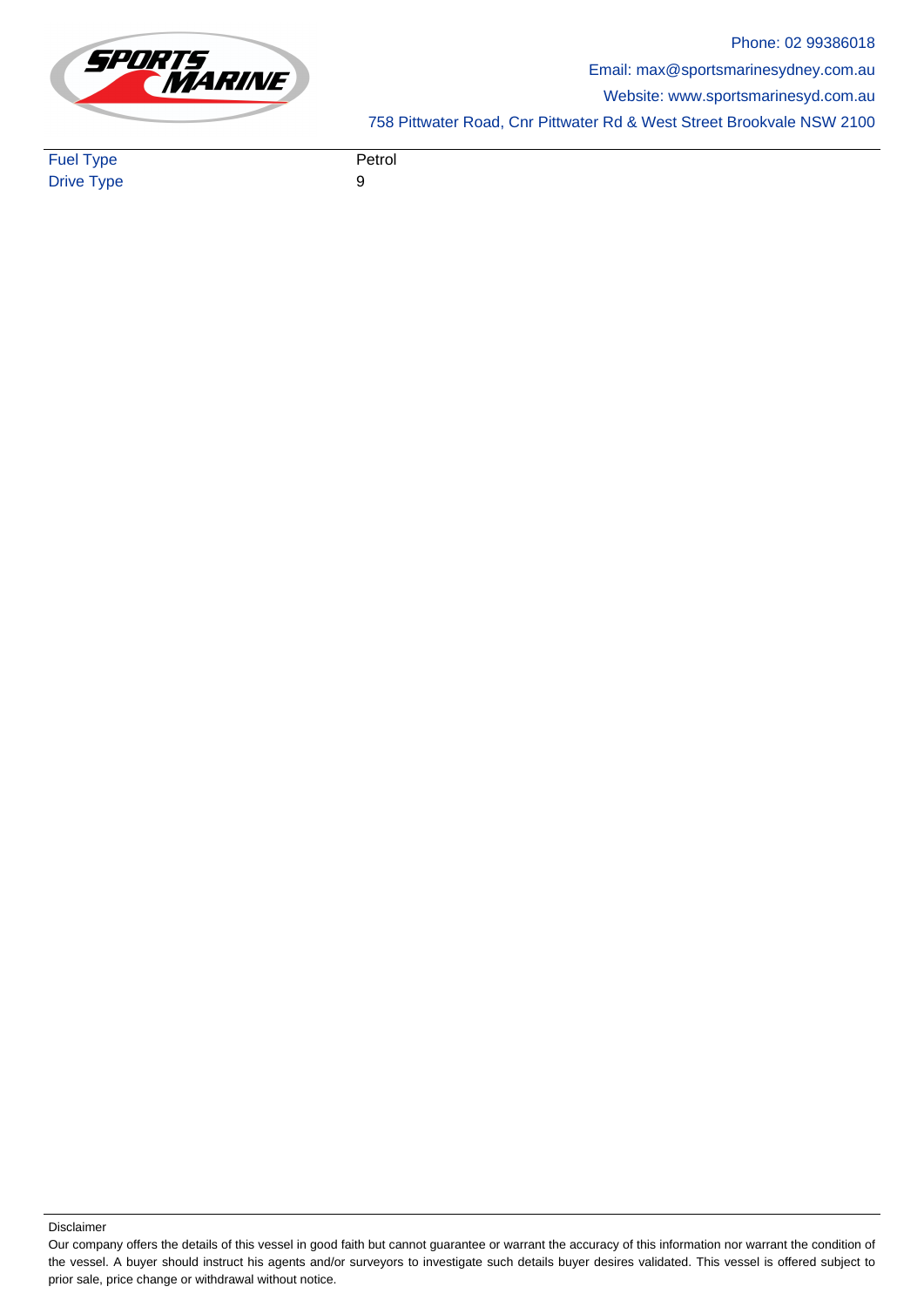| | |
|---|---|
| Fuel Type | Petrol |
| Drive Type | 9 |

Disclaimer

Our company offers the details of this vessel in good faith but cannot guarantee or warrant the accuracy of this information nor warrant the condition of the vessel. A buyer should instruct his agents and/or surveyors to investigate such details buyer desires validated. This vessel is offered subject to prior sale, price change or withdrawal without notice.